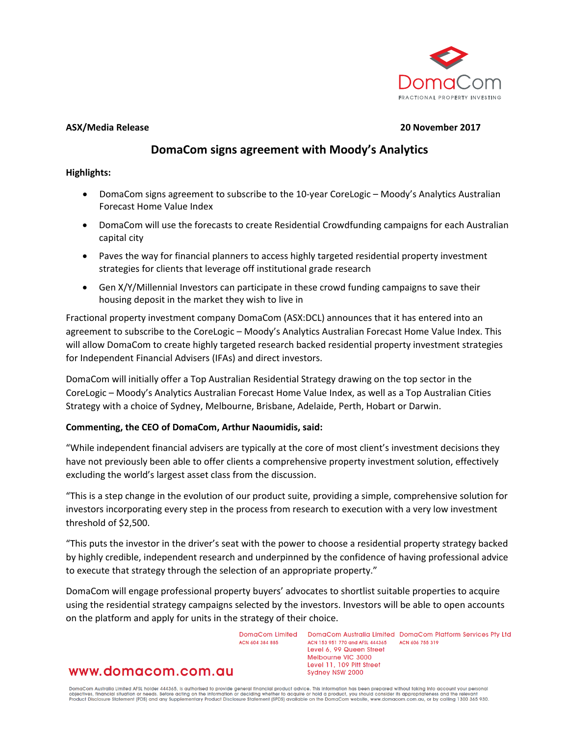**ASX/Media Release** **20 November 2017**

# DomaCom signs agreement with Moody's Analytics

**Highlights:**

- DomaCom signs agreement to subscribe to the 10-year CoreLogic – Moody's Analytics Australian Forecast Home Value Index
- DomaCom will use the forecasts to create Residential Crowdfunding campaigns for each Australian capital city
- Paves the way for financial planners to access highly targeted residential property investment strategies for clients that leverage off institutional grade research
- Gen X/Y/Millennial Investors can participate in these crowd funding campaigns to save their housing deposit in the market they wish to live in

Fractional property investment company DomaCom (ASX:DCL) announces that it has entered into an agreement to subscribe to the CoreLogic – Moody's Analytics Australian Forecast Home Value Index. This will allow DomaCom to create highly targeted research backed residential property investment strategies for Independent Financial Advisers (IFAs) and direct investors.

DomaCom will initially offer a Top Australian Residential Strategy drawing on the top sector in the CoreLogic – Moody's Analytics Australian Forecast Home Value Index, as well as a Top Australian Cities Strategy with a choice of Sydney, Melbourne, Brisbane, Adelaide, Perth, Hobart or Darwin.

**Commenting, the CEO of DomaCom, Arthur Naoumidis, said:**

"While independent financial advisers are typically at the core of most client's investment decisions they have not previously been able to offer clients a comprehensive property investment solution, effectively excluding the world's largest asset class from the discussion.

"This is a step change in the evolution of our product suite, providing a simple, comprehensive solution for investors incorporating every step in the process from research to execution with a very low investment threshold of $2,500.

"This puts the investor in the driver's seat with the power to choose a residential property strategy backed by highly credible, independent research and underpinned by the confidence of having professional advice to execute that strategy through the selection of an appropriate property."

DomaCom will engage professional property buyers' advocates to shortlist suitable properties to acquire using the residential strategy campaigns selected by the investors. Investors will be able to open accounts on the platform and apply for units in the strategy of their choice.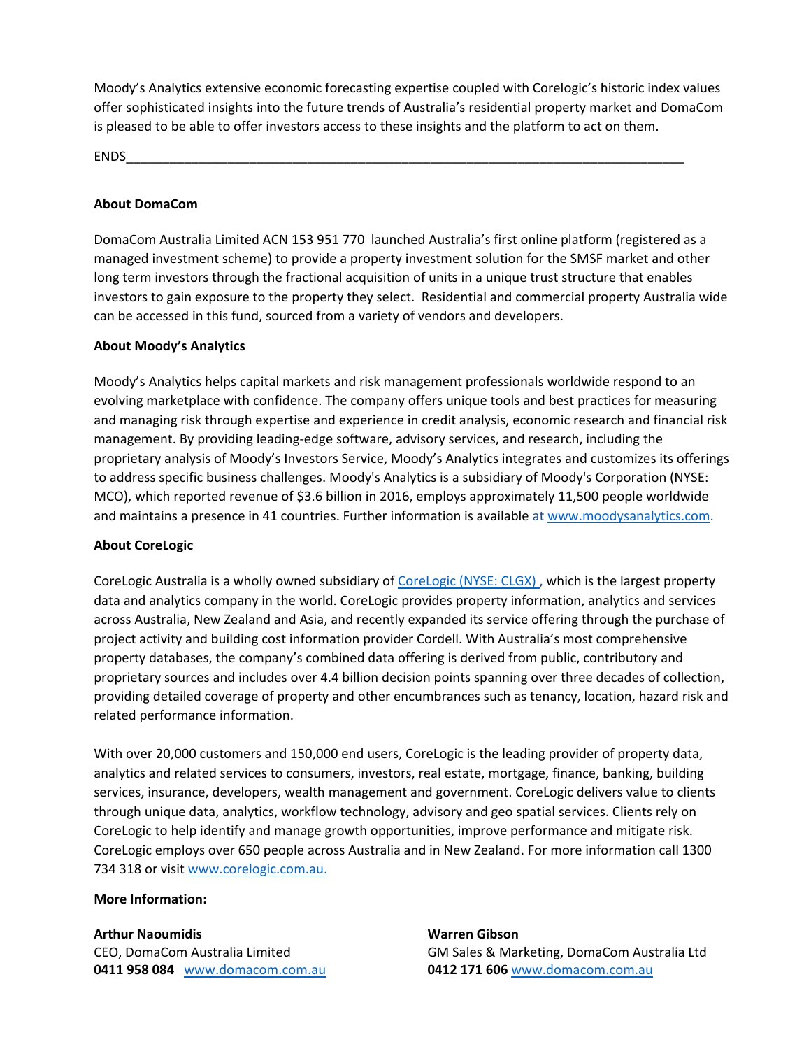Moody's Analytics extensive economic forecasting expertise coupled with Corelogic's historic index values offer sophisticated insights into the future trends of Australia's residential property market and DomaCom is pleased to be able to offer investors access to these insights and the platform to act on them.

ENDS________________________________________________________________________________

**About DomaCom**

DomaCom Australia Limited ACN 153 951 770 launched Australia's first online platform (registered as a managed investment scheme) to provide a property investment solution for the SMSF market and other long term investors through the fractional acquisition of units in a unique trust structure that enables investors to gain exposure to the property they select. Residential and commercial property Australia wide can be accessed in this fund, sourced from a variety of vendors and developers.

**About Moody's Analytics**

Moody's Analytics helps capital markets and risk management professionals worldwide respond to an evolving marketplace with confidence. The company offers unique tools and best practices for measuring and managing risk through expertise and experience in credit analysis, economic research and financial risk management. By providing leading-edge software, advisory services, and research, including the proprietary analysis of Moody's Investors Service, Moody's Analytics integrates and customizes its offerings to address specific business challenges. Moody's Analytics is a subsidiary of Moody's Corporation (NYSE: MCO), which reported revenue of $3.6 billion in 2016, employs approximately 11,500 people worldwide and maintains a presence in 41 countries. Further information is available at www.moodysanalytics.com.

**About CoreLogic**

CoreLogic Australia is a wholly owned subsidiary of CoreLogic (NYSE: CLGX) , which is the largest property data and analytics company in the world. CoreLogic provides property information, analytics and services across Australia, New Zealand and Asia, and recently expanded its service offering through the purchase of project activity and building cost information provider Cordell. With Australia's most comprehensive property databases, the company's combined data offering is derived from public, contributory and proprietary sources and includes over 4.4 billion decision points spanning over three decades of collection, providing detailed coverage of property and other encumbrances such as tenancy, location, hazard risk and related performance information.

With over 20,000 customers and 150,000 end users, CoreLogic is the leading provider of property data, analytics and related services to consumers, investors, real estate, mortgage, finance, banking, building services, insurance, developers, wealth management and government. CoreLogic delivers value to clients through unique data, analytics, workflow technology, advisory and geo spatial services. Clients rely on CoreLogic to help identify and manage growth opportunities, improve performance and mitigate risk. CoreLogic employs over 650 people across Australia and in New Zealand. For more information call 1300 734 318 or visit www.corelogic.com.au.

**More Information:**

**Arthur Naoumidis**
CEO, DomaCom Australia Limited
**0411 958 084** www.domacom.com.au

**Warren Gibson**
GM Sales & Marketing, DomaCom Australia Ltd
**0412 171 606** www.domacom.com.au